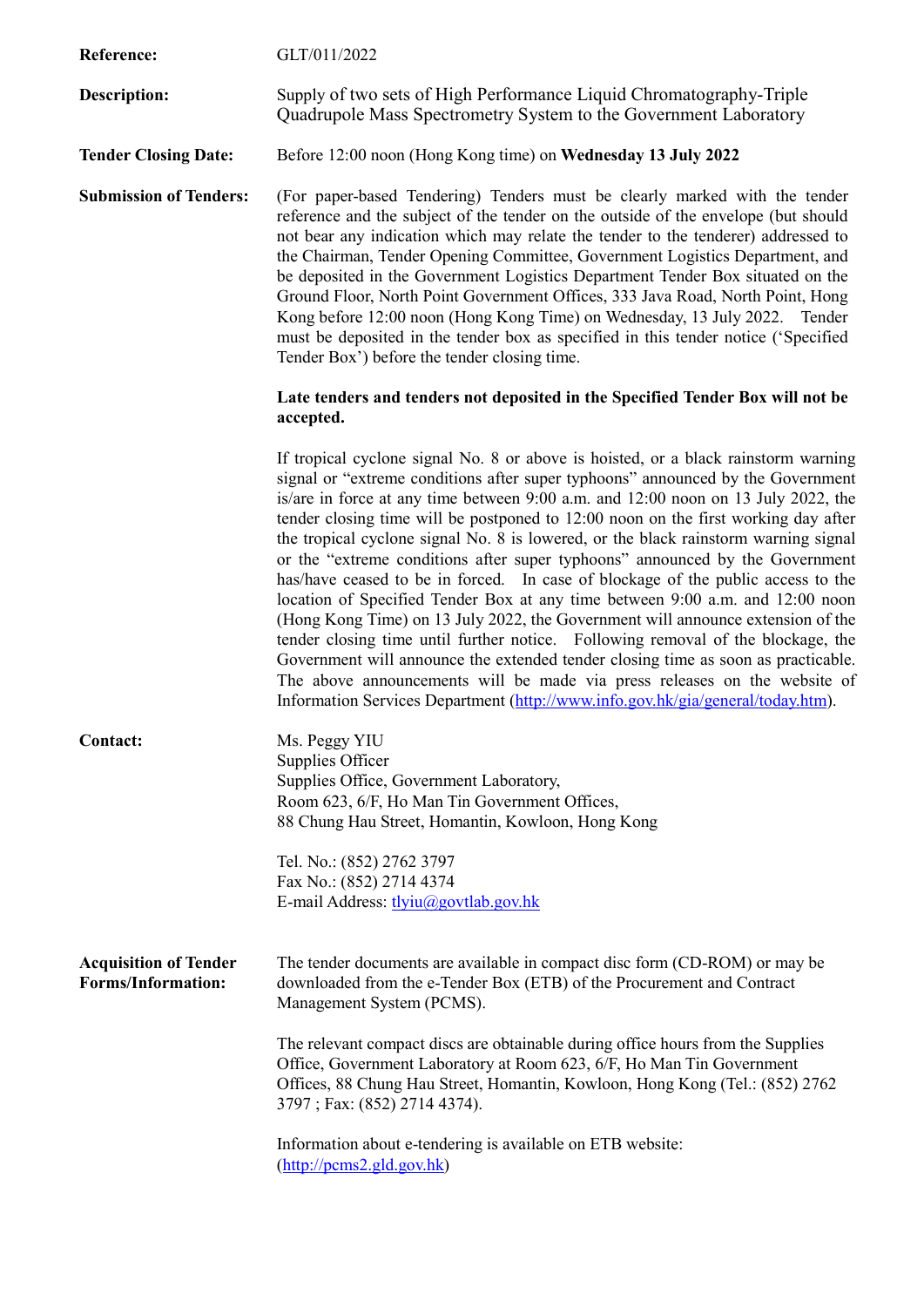**Reference:** GLT/011/2022

**Description:** Supply of two sets of High Performance Liquid Chromatography-Triple Quadrupole Mass Spectrometry System to the Government Laboratory

**Tender Closing Date:** Before 12:00 noon (Hong Kong time) on **Wednesday 13 July 2022**

**Submission of Tenders:** (For paper-based Tendering) Tenders must be clearly marked with the tender reference and the subject of the tender on the outside of the envelope (but should not bear any indication which may relate the tender to the tenderer) addressed to the Chairman, Tender Opening Committee, Government Logistics Department, and be deposited in the Government Logistics Department Tender Box situated on the Ground Floor, North Point Government Offices, 333 Java Road, North Point, Hong Kong before 12:00 noon (Hong Kong Time) on Wednesday, 13 July 2022. Tender must be deposited in the tender box as specified in this tender notice ('Specified Tender Box') before the tender closing time.

**Late tenders and tenders not deposited in the Specified Tender Box will not be accepted.**

If tropical cyclone signal No. 8 or above is hoisted, or a black rainstorm warning signal or "extreme conditions after super typhoons" announced by the Government is/are in force at any time between 9:00 a.m. and 12:00 noon on 13 July 2022, the tender closing time will be postponed to 12:00 noon on the first working day after the tropical cyclone signal No. 8 is lowered, or the black rainstorm warning signal or the "extreme conditions after super typhoons" announced by the Government has/have ceased to be in forced. In case of blockage of the public access to the location of Specified Tender Box at any time between 9:00 a.m. and 12:00 noon (Hong Kong Time) on 13 July 2022, the Government will announce extension of the tender closing time until further notice. Following removal of the blockage, the Government will announce the extended tender closing time as soon as practicable. The above announcements will be made via press releases on the website of Information Services Department (http://www.info.gov.hk/gia/general/today.htm).

**Contact:**

Ms. Peggy YIU
Supplies Officer
Supplies Office, Government Laboratory,
Room 623, 6/F, Ho Man Tin Government Offices,
88 Chung Hau Street, Homantin, Kowloon, Hong Kong

Tel. No.: (852) 2762 3797
Fax No.: (852) 2714 4374
E-mail Address: tlyiu@govtlab.gov.hk

**Acquisition of Tender Forms/Information:** The tender documents are available in compact disc form (CD-ROM) or may be downloaded from the e-Tender Box (ETB) of the Procurement and Contract Management System (PCMS).

The relevant compact discs are obtainable during office hours from the Supplies Office, Government Laboratory at Room 623, 6/F, Ho Man Tin Government Offices, 88 Chung Hau Street, Homantin, Kowloon, Hong Kong (Tel.: (852) 2762 3797 ; Fax: (852) 2714 4374).

Information about e-tendering is available on ETB website: (http://pcms2.gld.gov.hk)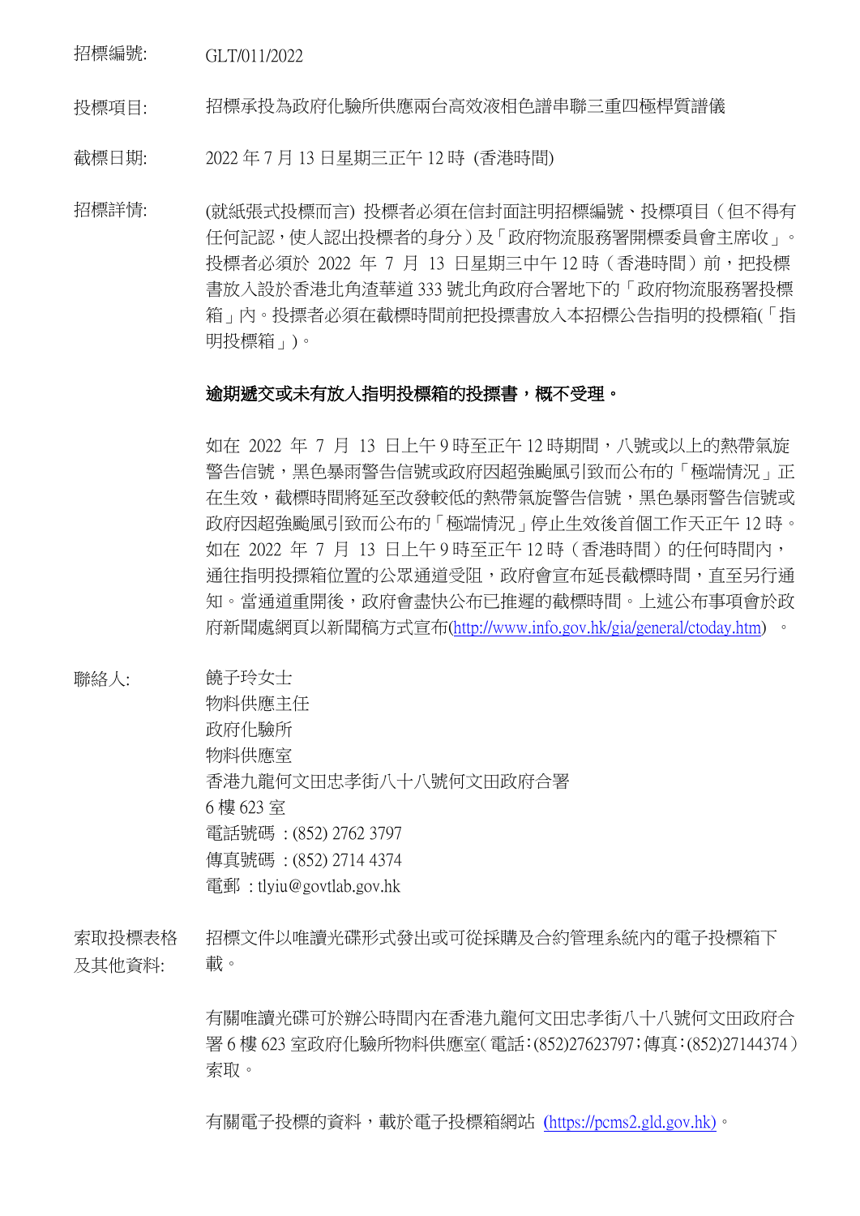招標編號: GLT/011/2022

投標項目: 招標承投為政府化驗所供應兩台高效液相色譜串聯三重四極桿質譜儀

截標日期: 2022 年 7 月 13 日星期三正午 12 時 (香港時間)

招標詳情: (就紙張式投標而言) 投標者必須在信封面註明招標編號、投標項目（但不得有任何記認，使人認出投標者的身分）及「政府物流服務署開標委員會主席收」。投標者必須於 2022 年 7 月 13 日星期三中午 12 時（香港時間）前，把投標書放入設於香港北角渣華道 333 號北角政府合署地下的「政府物流服務署投標箱」內。投標者必須在截標時間前把投標書放入本招標公告指明的投標箱(「指明投標箱」)。

**逾期遞交或未有放入指明投標箱的投標書，概不受理。**

如在 2022 年 7 月 13 日上午 9 時至正午 12 時期間，八號或以上的熱帶氣旋警告信號，黑色暴雨警告信號或政府因超強颱風引致而公布的「極端情況」正在生效，截標時間將延至改發較低的熱帶氣旋警告信號，黑色暴雨警告信號或政府因超強颱風引致而公布的「極端情況」停止生效後首個工作天正午 12 時。如在 2022 年 7 月 13 日上午 9 時至正午 12 時（香港時間）的任何時間內，通往指明投標箱位置的公眾通道受阻，政府會宣布延長截標時間，直至另行通知。當通道重開後，政府會盡快公布已推遲的截標時間。上述公布事項會於政府新聞處網頁以新聞稿方式宣布(http://www.info.gov.hk/gia/general/ctoday.htm) 。

聯絡人:
饒子玲女士
物料供應主任
政府化驗所
物料供應室
香港九龍何文田忠孝街八十八號何文田政府合署
6 樓 623 室
電話號碼 : (852) 2762 3797
傳真號碼 : (852) 2714 4374
電郵 : tlyiu@govtlab.gov.hk

索取投標表格及其他資料: 招標文件以唯讀光碟形式發出或可從採購及合約管理系統內的電子投標箱下載。

有關唯讀光碟可於辦公時間內在香港九龍何文田忠孝街八十八號何文田政府合署 6 樓 623 室政府化驗所物料供應室(電話:(852)27623797;傳真:(852)27144374)索取。

有關電子投標的資料，載於電子投標箱網站 (https://pcms2.gld.gov.hk)。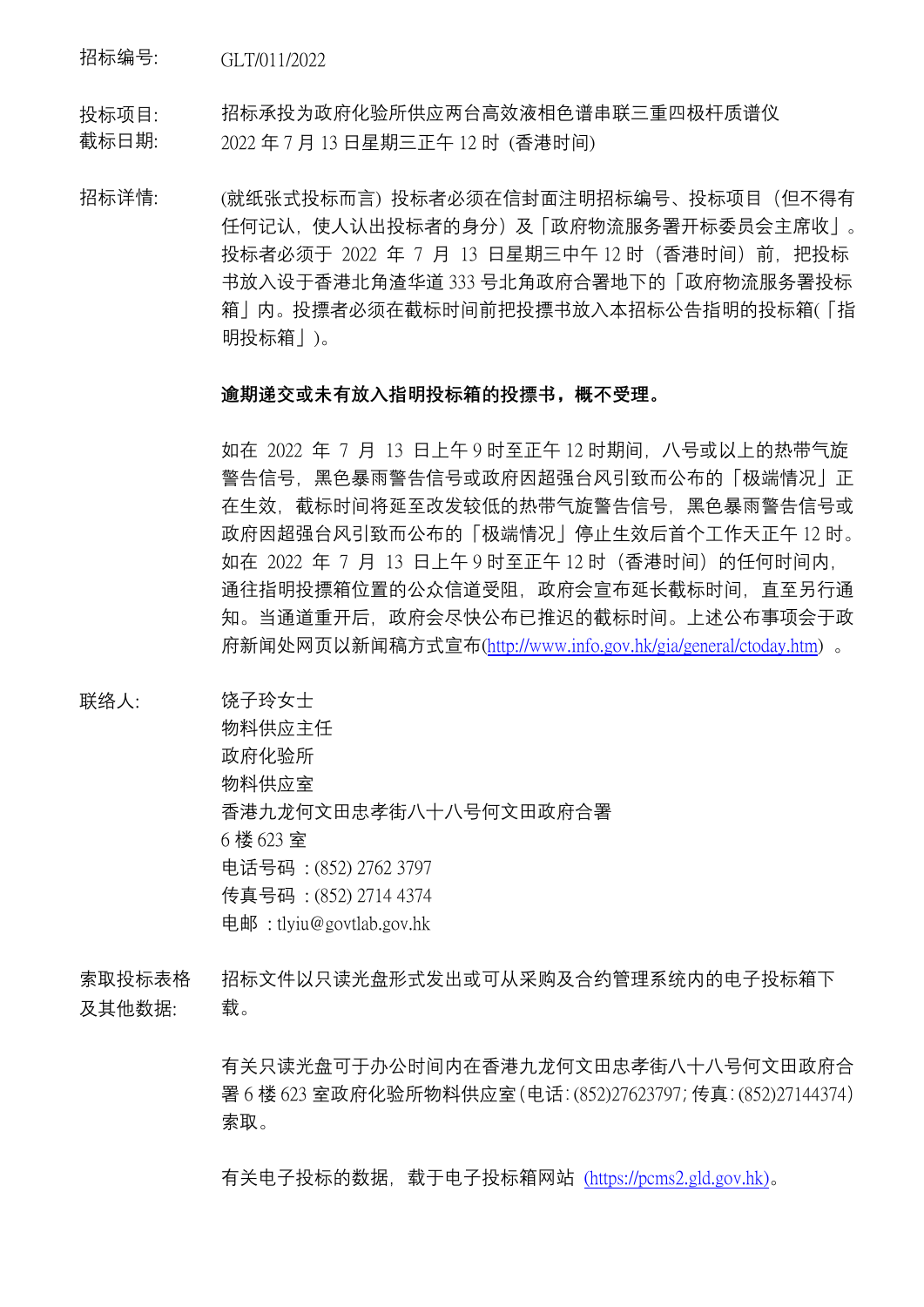招标编号: GLT/011/2022

投标项目: 招标承投为政府化验所供应两台高效液相色谱串联三重四极杆质谱仪

截标日期: 2022 年 7 月 13 日星期三正午 12 时（香港时间）

招标详情: (就纸张式投标而言) 投标者必须在信封面注明招标编号、投标项目（但不得有任何记认，使人认出投标者的身分）及「政府物流服务署开标委员会主席收」。投标者必须于 2022 年 7 月 13 日星期三中午 12 时（香港时间）前，把投标书放入设于香港北角渣华道 333 号北角政府合署地下的「政府物流服务署投标箱」内。投摽者必须在截标时间前把投摽书放入本招标公告指明的投标箱(「指明投标箱」)。

**逾期递交或未有放入指明投标箱的投摽书，概不受理。**

如在 2022 年 7 月 13 日上午 9 时至正午 12 时期间，八号或以上的热带气旋警告信号，黑色暴雨警告信号或政府因超强台风引致而公布的「极端情况」正在生效，截标时间将延至改发较低的热带气旋警告信号，黑色暴雨警告信号或政府因超强台风引致而公布的「极端情况」停止生效后首个工作天正午 12 时。如在 2022 年 7 月 13 日上午 9 时至正午 12 时（香港时间）的任何时间内，通往指明投摽箱位置的公众信道受阻，政府会宣布延长截标时间，直至另行通知。当通道重开后，政府会尽快公布已推迟的截标时间。上述公布事项会于政府新闻处网页以新闻稿方式宣布(http://www.info.gov.hk/gia/general/ctoday.htm) 。

联络人: 
饶子玲女士
物料供应主任
政府化验所
物料供应室
香港九龙何文田忠孝街八十八号何文田政府合署
6 楼 623 室
电话号码 : (852) 2762 3797
传真号码 : (852) 2714 4374
电邮 : tlyiu@govtlab.gov.hk

索取投标表格及其他数据: 招标文件以只读光盘形式发出或可从采购及合约管理系统内的电子投标箱下载。

有关只读光盘可于办公时间内在香港九龙何文田忠孝街八十八号何文田政府合署 6 楼 623 室政府化验所物料供应室(电话: (852)27623797; 传真: (852)27144374) 索取。

有关电子投标的数据，载于电子投标箱网站 (https://pcms2.gld.gov.hk)。